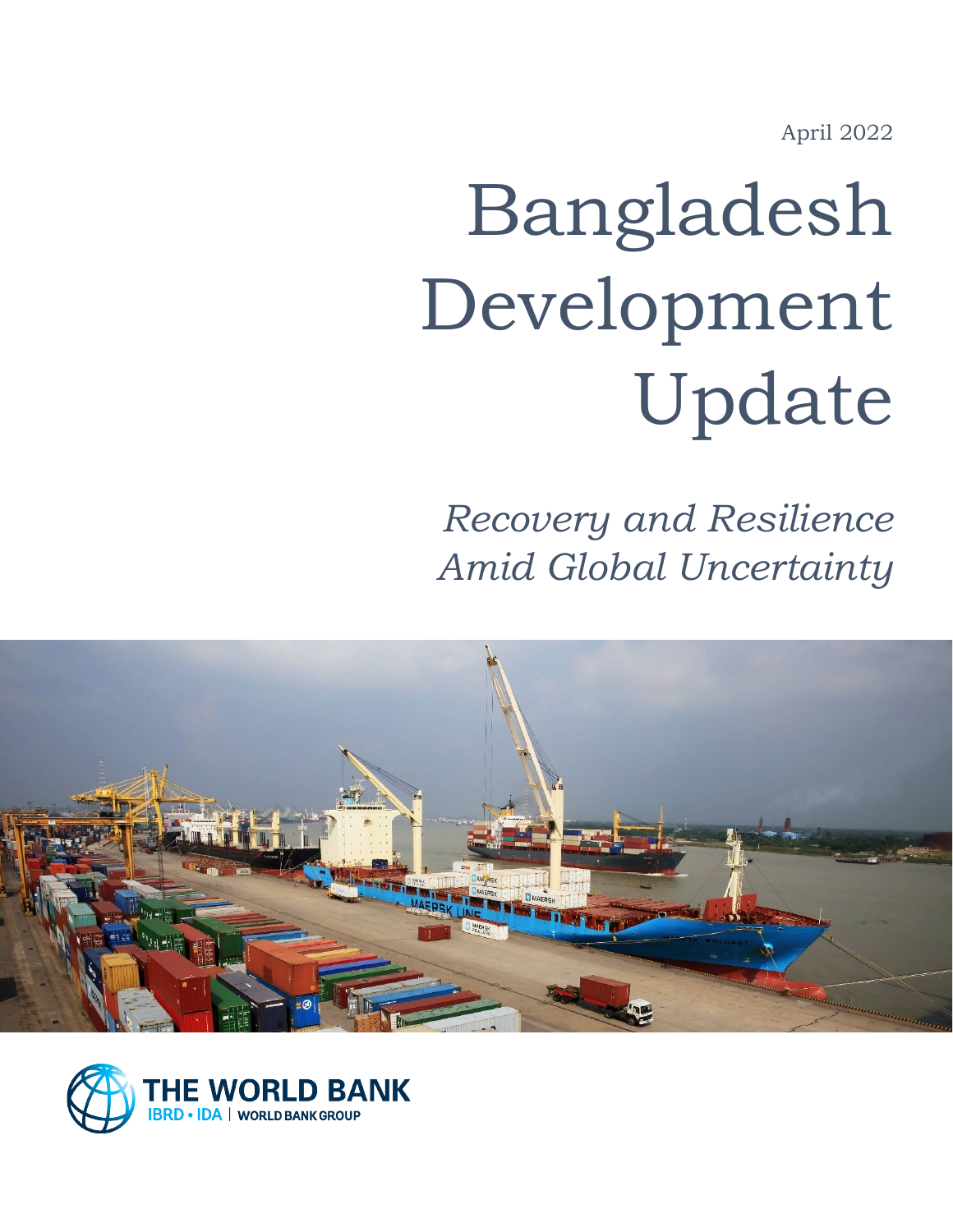April 2022

# Bangladesh Development Update

*Recovery and Resilience Amid Global Uncertainty*

THE WORLD BANK
IBRD • IDA | WORLD BANK GROUP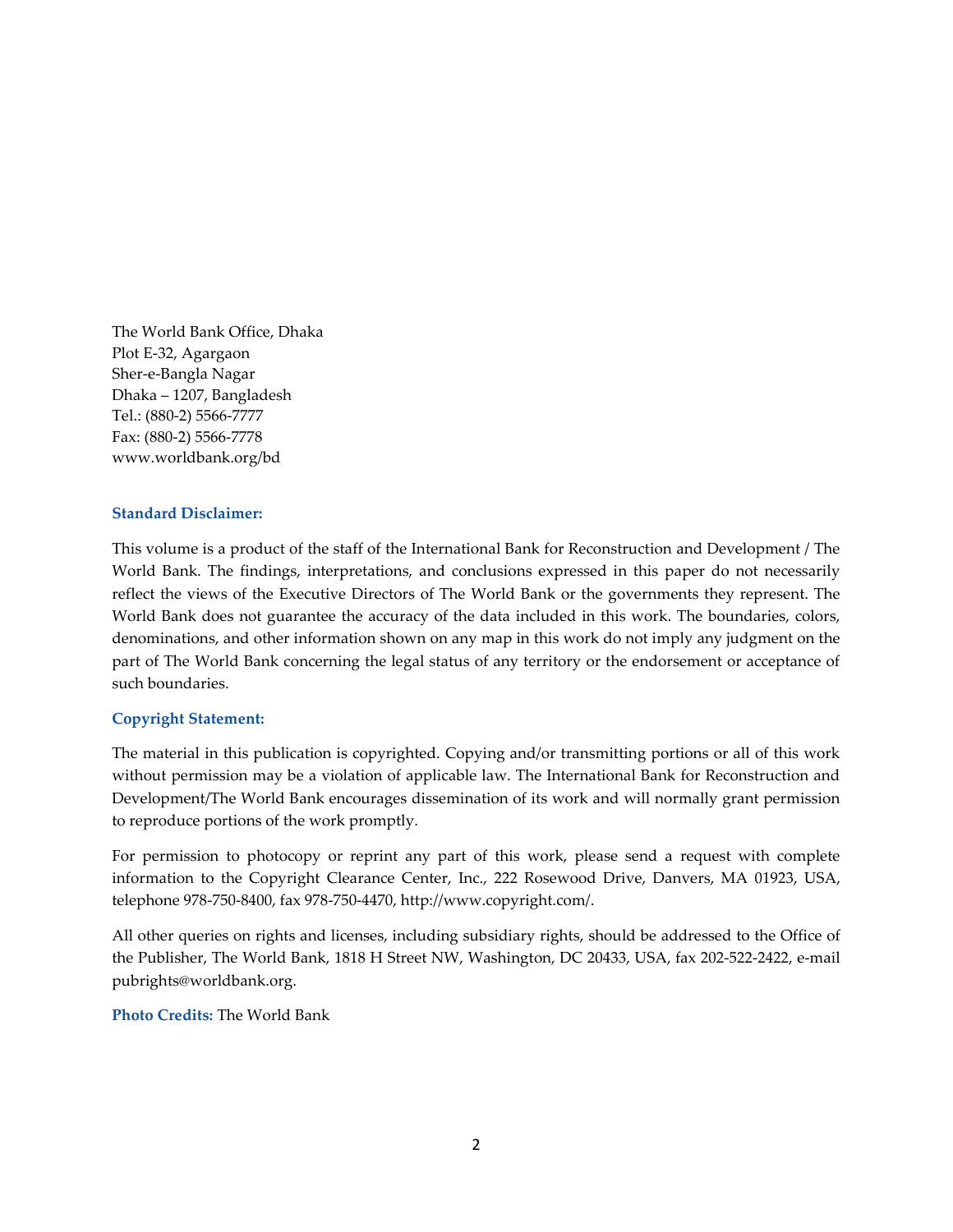The World Bank Office, Dhaka
Plot E-32, Agargaon
Sher-e-Bangla Nagar
Dhaka – 1207, Bangladesh
Tel.: (880-2) 5566-7777
Fax: (880-2) 5566-7778
www.worldbank.org/bd

**Standard Disclaimer:**

This volume is a product of the staff of the International Bank for Reconstruction and Development / The World Bank. The findings, interpretations, and conclusions expressed in this paper do not necessarily reflect the views of the Executive Directors of The World Bank or the governments they represent. The World Bank does not guarantee the accuracy of the data included in this work. The boundaries, colors, denominations, and other information shown on any map in this work do not imply any judgment on the part of The World Bank concerning the legal status of any territory or the endorsement or acceptance of such boundaries.

**Copyright Statement:**

The material in this publication is copyrighted. Copying and/or transmitting portions or all of this work without permission may be a violation of applicable law. The International Bank for Reconstruction and Development/The World Bank encourages dissemination of its work and will normally grant permission to reproduce portions of the work promptly.

For permission to photocopy or reprint any part of this work, please send a request with complete information to the Copyright Clearance Center, Inc., 222 Rosewood Drive, Danvers, MA 01923, USA, telephone 978-750-8400, fax 978-750-4470, http://www.copyright.com/.

All other queries on rights and licenses, including subsidiary rights, should be addressed to the Office of the Publisher, The World Bank, 1818 H Street NW, Washington, DC 20433, USA, fax 202-522-2422, e-mail pubrights@worldbank.org.

**Photo Credits:** The World Bank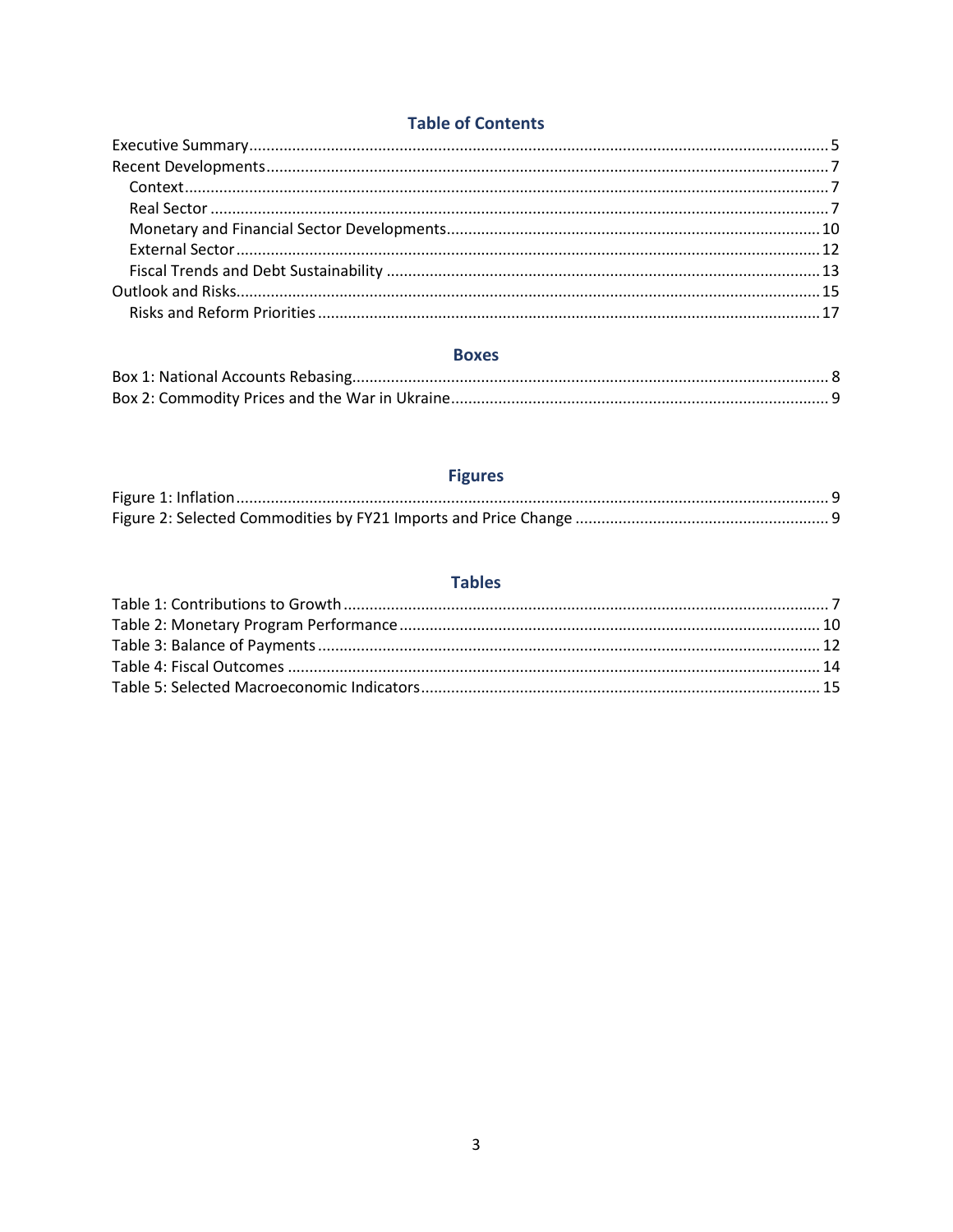## Table of Contents

Executive Summary ..... 5
Recent Developments ..... 7
  Context ..... 7
  Real Sector ..... 7
  Monetary and Financial Sector Developments ..... 10
  External Sector ..... 12
  Fiscal Trends and Debt Sustainability ..... 13
Outlook and Risks ..... 15
  Risks and Reform Priorities ..... 17

## Boxes

Box 1: National Accounts Rebasing ..... 8
Box 2: Commodity Prices and the War in Ukraine ..... 9

## Figures

Figure 1: Inflation ..... 9
Figure 2: Selected Commodities by FY21 Imports and Price Change ..... 9

## Tables

Table 1: Contributions to Growth ..... 7
Table 2: Monetary Program Performance ..... 10
Table 3: Balance of Payments ..... 12
Table 4: Fiscal Outcomes ..... 14
Table 5: Selected Macroeconomic Indicators ..... 15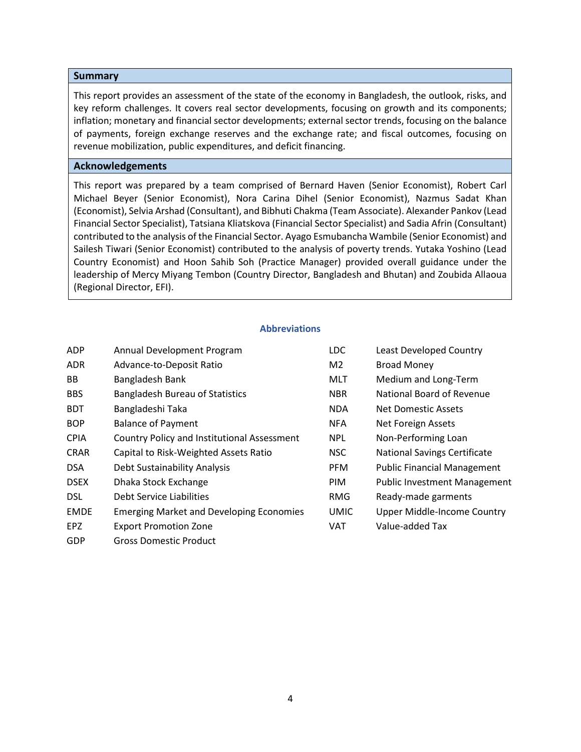## Summary

This report provides an assessment of the state of the economy in Bangladesh, the outlook, risks, and key reform challenges. It covers real sector developments, focusing on growth and its components; inflation; monetary and financial sector developments; external sector trends, focusing on the balance of payments, foreign exchange reserves and the exchange rate; and fiscal outcomes, focusing on revenue mobilization, public expenditures, and deficit financing.

## Acknowledgements

This report was prepared by a team comprised of Bernard Haven (Senior Economist), Robert Carl Michael Beyer (Senior Economist), Nora Carina Dihel (Senior Economist), Nazmus Sadat Khan (Economist), Selvia Arshad (Consultant), and Bibhuti Chakma (Team Associate). Alexander Pankov (Lead Financial Sector Specialist), Tatsiana Kliatskova (Financial Sector Specialist) and Sadia Afrin (Consultant) contributed to the analysis of the Financial Sector. Ayago Esmubancha Wambile (Senior Economist) and Sailesh Tiwari (Senior Economist) contributed to the analysis of poverty trends. Yutaka Yoshino (Lead Country Economist) and Hoon Sahib Soh (Practice Manager) provided overall guidance under the leadership of Mercy Miyang Tembon (Country Director, Bangladesh and Bhutan) and Zoubida Allaoua (Regional Director, EFI).

## Abbreviations

| | | | |
|---|---|---|---|
| ADP | Annual Development Program | LDC | Least Developed Country |
| ADR | Advance-to-Deposit Ratio | M2 | Broad Money |
| BB | Bangladesh Bank | MLT | Medium and Long-Term |
| BBS | Bangladesh Bureau of Statistics | NBR | National Board of Revenue |
| BDT | Bangladeshi Taka | NDA | Net Domestic Assets |
| BOP | Balance of Payment | NFA | Net Foreign Assets |
| CPIA | Country Policy and Institutional Assessment | NPL | Non-Performing Loan |
| CRAR | Capital to Risk-Weighted Assets Ratio | NSC | National Savings Certificate |
| DSA | Debt Sustainability Analysis | PFM | Public Financial Management |
| DSEX | Dhaka Stock Exchange | PIM | Public Investment Management |
| DSL | Debt Service Liabilities | RMG | Ready-made garments |
| EMDE | Emerging Market and Developing Economies | UMIC | Upper Middle-Income Country |
| EPZ | Export Promotion Zone | VAT | Value-added Tax |
| GDP | Gross Domestic Product | | |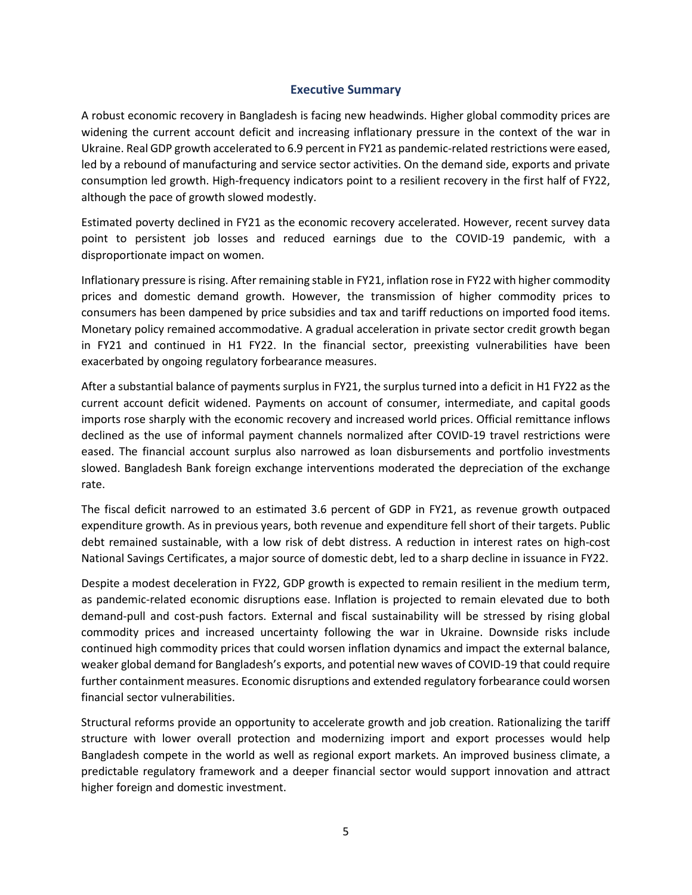## Executive Summary

A robust economic recovery in Bangladesh is facing new headwinds. Higher global commodity prices are widening the current account deficit and increasing inflationary pressure in the context of the war in Ukraine. Real GDP growth accelerated to 6.9 percent in FY21 as pandemic-related restrictions were eased, led by a rebound of manufacturing and service sector activities. On the demand side, exports and private consumption led growth. High-frequency indicators point to a resilient recovery in the first half of FY22, although the pace of growth slowed modestly.

Estimated poverty declined in FY21 as the economic recovery accelerated. However, recent survey data point to persistent job losses and reduced earnings due to the COVID-19 pandemic, with a disproportionate impact on women.

Inflationary pressure is rising. After remaining stable in FY21, inflation rose in FY22 with higher commodity prices and domestic demand growth. However, the transmission of higher commodity prices to consumers has been dampened by price subsidies and tax and tariff reductions on imported food items. Monetary policy remained accommodative. A gradual acceleration in private sector credit growth began in FY21 and continued in H1 FY22. In the financial sector, preexisting vulnerabilities have been exacerbated by ongoing regulatory forbearance measures.

After a substantial balance of payments surplus in FY21, the surplus turned into a deficit in H1 FY22 as the current account deficit widened. Payments on account of consumer, intermediate, and capital goods imports rose sharply with the economic recovery and increased world prices. Official remittance inflows declined as the use of informal payment channels normalized after COVID-19 travel restrictions were eased. The financial account surplus also narrowed as loan disbursements and portfolio investments slowed. Bangladesh Bank foreign exchange interventions moderated the depreciation of the exchange rate.

The fiscal deficit narrowed to an estimated 3.6 percent of GDP in FY21, as revenue growth outpaced expenditure growth. As in previous years, both revenue and expenditure fell short of their targets. Public debt remained sustainable, with a low risk of debt distress. A reduction in interest rates on high-cost National Savings Certificates, a major source of domestic debt, led to a sharp decline in issuance in FY22.

Despite a modest deceleration in FY22, GDP growth is expected to remain resilient in the medium term, as pandemic-related economic disruptions ease. Inflation is projected to remain elevated due to both demand-pull and cost-push factors. External and fiscal sustainability will be stressed by rising global commodity prices and increased uncertainty following the war in Ukraine. Downside risks include continued high commodity prices that could worsen inflation dynamics and impact the external balance, weaker global demand for Bangladesh's exports, and potential new waves of COVID-19 that could require further containment measures. Economic disruptions and extended regulatory forbearance could worsen financial sector vulnerabilities.

Structural reforms provide an opportunity to accelerate growth and job creation. Rationalizing the tariff structure with lower overall protection and modernizing import and export processes would help Bangladesh compete in the world as well as regional export markets. An improved business climate, a predictable regulatory framework and a deeper financial sector would support innovation and attract higher foreign and domestic investment.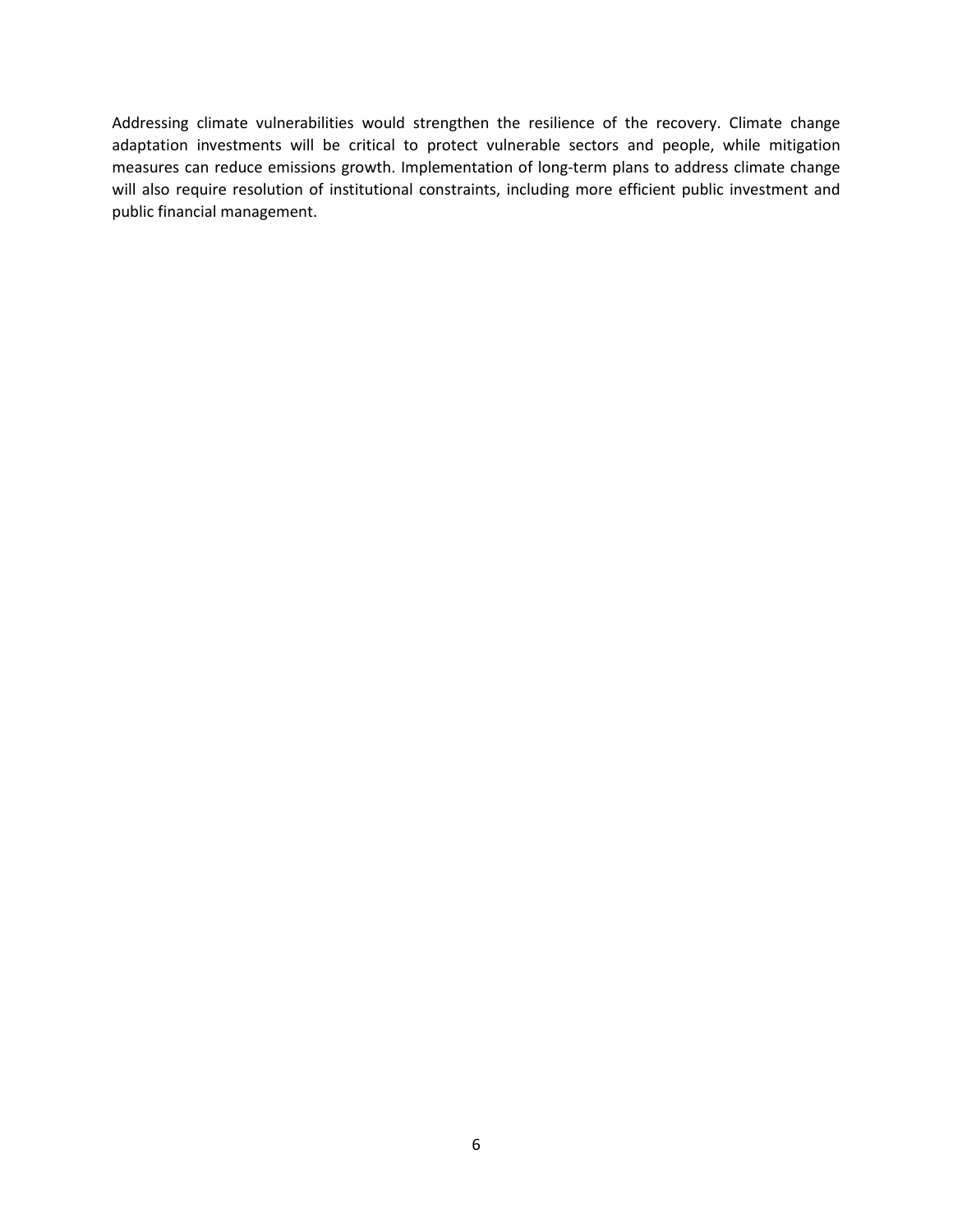Addressing climate vulnerabilities would strengthen the resilience of the recovery. Climate change adaptation investments will be critical to protect vulnerable sectors and people, while mitigation measures can reduce emissions growth. Implementation of long-term plans to address climate change will also require resolution of institutional constraints, including more efficient public investment and public financial management.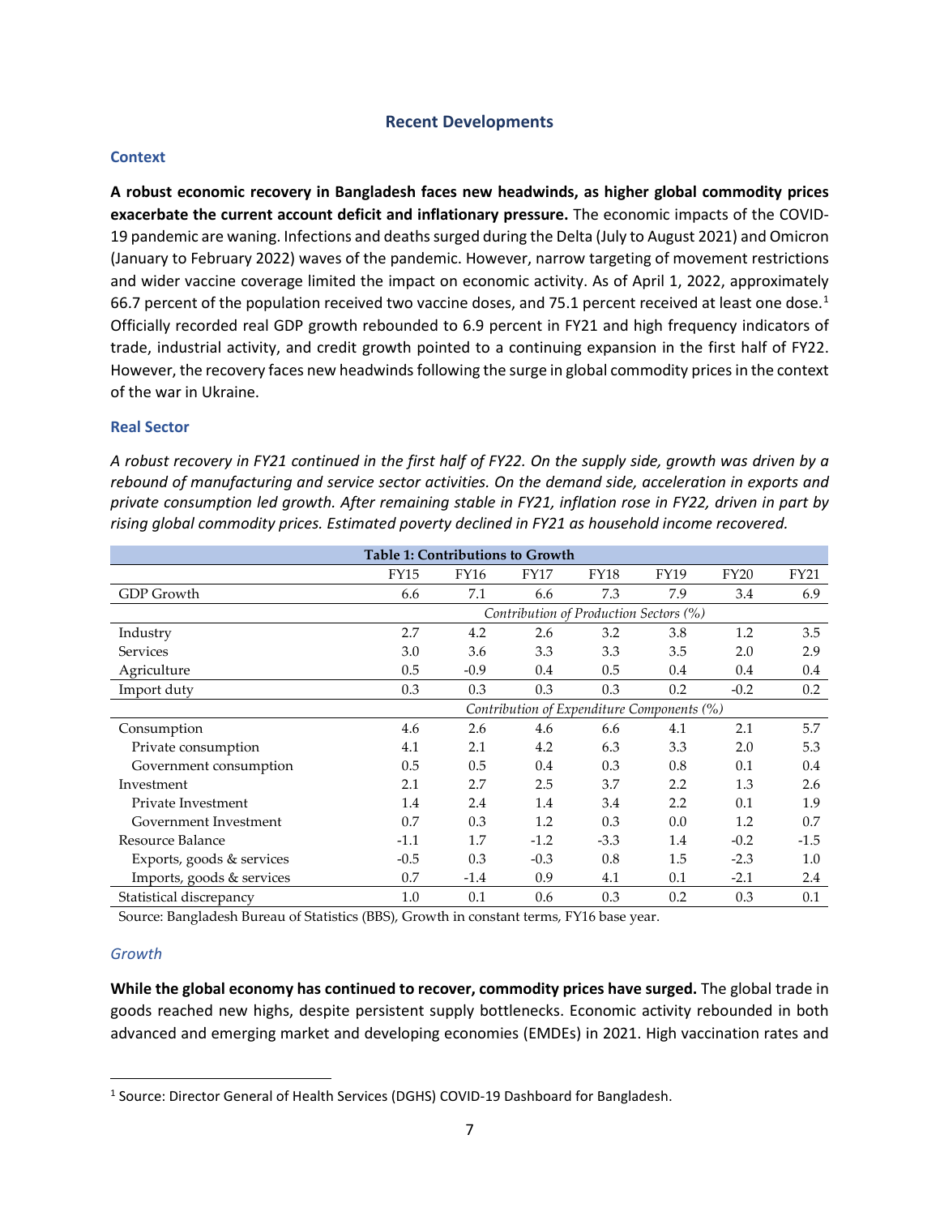## Recent Developments

### Context

**A robust economic recovery in Bangladesh faces new headwinds, as higher global commodity prices exacerbate the current account deficit and inflationary pressure.** The economic impacts of the COVID-19 pandemic are waning. Infections and deaths surged during the Delta (July to August 2021) and Omicron (January to February 2022) waves of the pandemic. However, narrow targeting of movement restrictions and wider vaccine coverage limited the impact on economic activity. As of April 1, 2022, approximately 66.7 percent of the population received two vaccine doses, and 75.1 percent received at least one dose.[1] Officially recorded real GDP growth rebounded to 6.9 percent in FY21 and high frequency indicators of trade, industrial activity, and credit growth pointed to a continuing expansion in the first half of FY22. However, the recovery faces new headwinds following the surge in global commodity prices in the context of the war in Ukraine.

### Real Sector

*A robust recovery in FY21 continued in the first half of FY22. On the supply side, growth was driven by a rebound of manufacturing and service sector activities. On the demand side, acceleration in exports and private consumption led growth. After remaining stable in FY21, inflation rose in FY22, driven in part by rising global commodity prices. Estimated poverty declined in FY21 as household income recovered.*

**Table 1: Contributions to Growth**

| | FY15 | FY16 | FY17 | FY18 | FY19 | FY20 | FY21 |
|---|---|---|---|---|---|---|---|
| GDP Growth | 6.6 | 7.1 | 6.6 | 7.3 | 7.9 | 3.4 | 6.9 |
| | *Contribution of Production Sectors (%)* | | | | | | |
| Industry | 2.7 | 4.2 | 2.6 | 3.2 | 3.8 | 1.2 | 3.5 |
| Services | 3.0 | 3.6 | 3.3 | 3.3 | 3.5 | 2.0 | 2.9 |
| Agriculture | 0.5 | -0.9 | 0.4 | 0.5 | 0.4 | 0.4 | 0.4 |
| Import duty | 0.3 | 0.3 | 0.3 | 0.3 | 0.2 | -0.2 | 0.2 |
| | *Contribution of Expenditure Components (%)* | | | | | | |
| Consumption | 4.6 | 2.6 | 4.6 | 6.6 | 4.1 | 2.1 | 5.7 |
| Private consumption | 4.1 | 2.1 | 4.2 | 6.3 | 3.3 | 2.0 | 5.3 |
| Government consumption | 0.5 | 0.5 | 0.4 | 0.3 | 0.8 | 0.1 | 0.4 |
| Investment | 2.1 | 2.7 | 2.5 | 3.7 | 2.2 | 1.3 | 2.6 |
| Private Investment | 1.4 | 2.4 | 1.4 | 3.4 | 2.2 | 0.1 | 1.9 |
| Government Investment | 0.7 | 0.3 | 1.2 | 0.3 | 0.0 | 1.2 | 0.7 |
| Resource Balance | -1.1 | 1.7 | -1.2 | -3.3 | 1.4 | -0.2 | -1.5 |
| Exports, goods & services | -0.5 | 0.3 | -0.3 | 0.8 | 1.5 | -2.3 | 1.0 |
| Imports, goods & services | 0.7 | -1.4 | 0.9 | 4.1 | 0.1 | -2.1 | 2.4 |
| Statistical discrepancy | 1.0 | 0.1 | 0.6 | 0.3 | 0.2 | 0.3 | 0.1 |

Source: Bangladesh Bureau of Statistics (BBS), Growth in constant terms, FY16 base year.

#### *Growth*

**While the global economy has continued to recover, commodity prices have surged.** The global trade in goods reached new highs, despite persistent supply bottlenecks. Economic activity rebounded in both advanced and emerging market and developing economies (EMDEs) in 2021. High vaccination rates and

[1] Source: Director General of Health Services (DGHS) COVID-19 Dashboard for Bangladesh.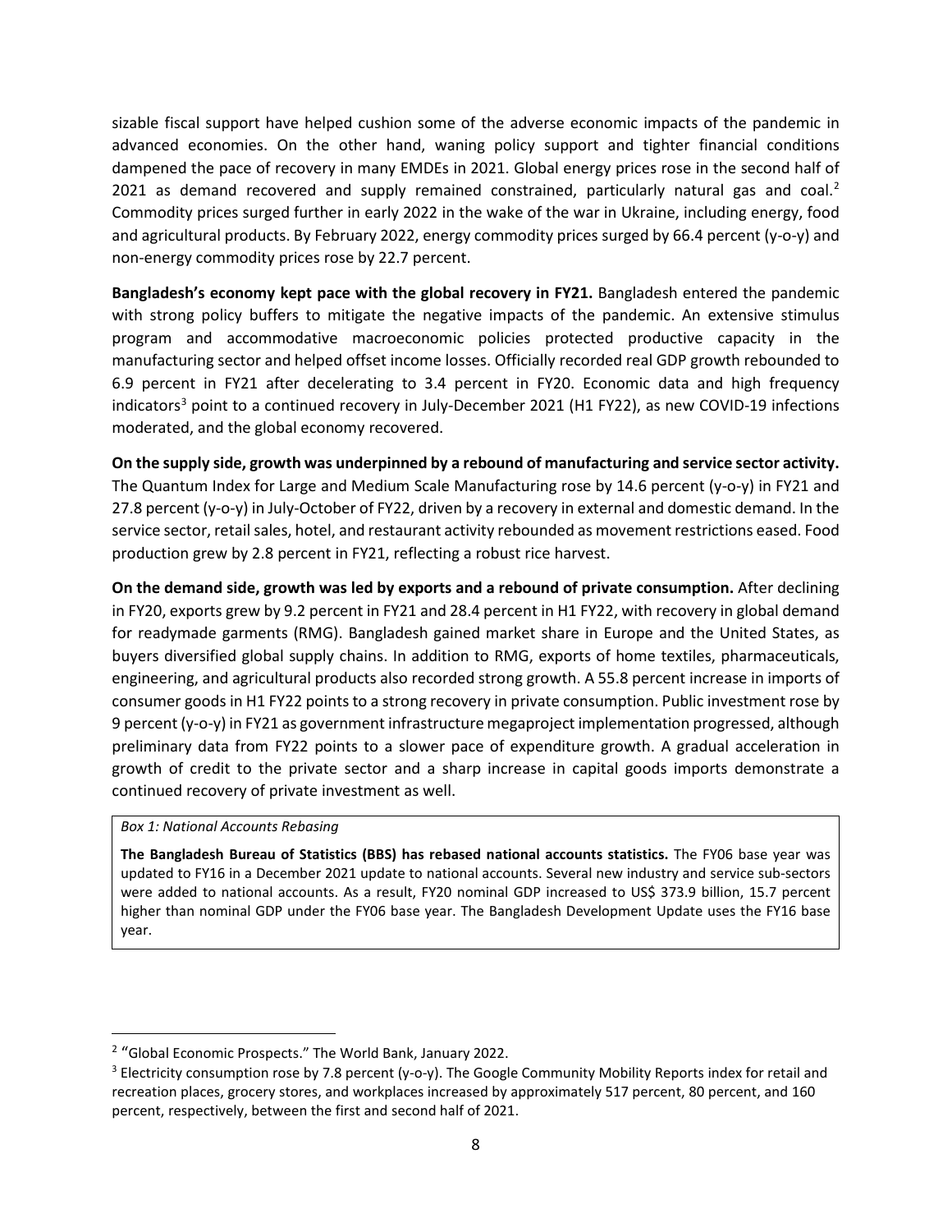sizable fiscal support have helped cushion some of the adverse economic impacts of the pandemic in advanced economies. On the other hand, waning policy support and tighter financial conditions dampened the pace of recovery in many EMDEs in 2021. Global energy prices rose in the second half of 2021 as demand recovered and supply remained constrained, particularly natural gas and coal.[2] Commodity prices surged further in early 2022 in the wake of the war in Ukraine, including energy, food and agricultural products. By February 2022, energy commodity prices surged by 66.4 percent (y-o-y) and non-energy commodity prices rose by 22.7 percent.

**Bangladesh's economy kept pace with the global recovery in FY21.** Bangladesh entered the pandemic with strong policy buffers to mitigate the negative impacts of the pandemic. An extensive stimulus program and accommodative macroeconomic policies protected productive capacity in the manufacturing sector and helped offset income losses. Officially recorded real GDP growth rebounded to 6.9 percent in FY21 after decelerating to 3.4 percent in FY20. Economic data and high frequency indicators[3] point to a continued recovery in July-December 2021 (H1 FY22), as new COVID-19 infections moderated, and the global economy recovered.

**On the supply side, growth was underpinned by a rebound of manufacturing and service sector activity.** The Quantum Index for Large and Medium Scale Manufacturing rose by 14.6 percent (y-o-y) in FY21 and 27.8 percent (y-o-y) in July-October of FY22, driven by a recovery in external and domestic demand. In the service sector, retail sales, hotel, and restaurant activity rebounded as movement restrictions eased. Food production grew by 2.8 percent in FY21, reflecting a robust rice harvest.

**On the demand side, growth was led by exports and a rebound of private consumption.** After declining in FY20, exports grew by 9.2 percent in FY21 and 28.4 percent in H1 FY22, with recovery in global demand for readymade garments (RMG). Bangladesh gained market share in Europe and the United States, as buyers diversified global supply chains. In addition to RMG, exports of home textiles, pharmaceuticals, engineering, and agricultural products also recorded strong growth. A 55.8 percent increase in imports of consumer goods in H1 FY22 points to a strong recovery in private consumption. Public investment rose by 9 percent (y-o-y) in FY21 as government infrastructure megaproject implementation progressed, although preliminary data from FY22 points to a slower pace of expenditure growth. A gradual acceleration in growth of credit to the private sector and a sharp increase in capital goods imports demonstrate a continued recovery of private investment as well.

*Box 1: National Accounts Rebasing*

**The Bangladesh Bureau of Statistics (BBS) has rebased national accounts statistics.** The FY06 base year was updated to FY16 in a December 2021 update to national accounts. Several new industry and service sub-sectors were added to national accounts. As a result, FY20 nominal GDP increased to US$ 373.9 billion, 15.7 percent higher than nominal GDP under the FY06 base year. The Bangladesh Development Update uses the FY16 base year.

---

[2] "Global Economic Prospects." The World Bank, January 2022.

[3] Electricity consumption rose by 7.8 percent (y-o-y). The Google Community Mobility Reports index for retail and recreation places, grocery stores, and workplaces increased by approximately 517 percent, 80 percent, and 160 percent, respectively, between the first and second half of 2021.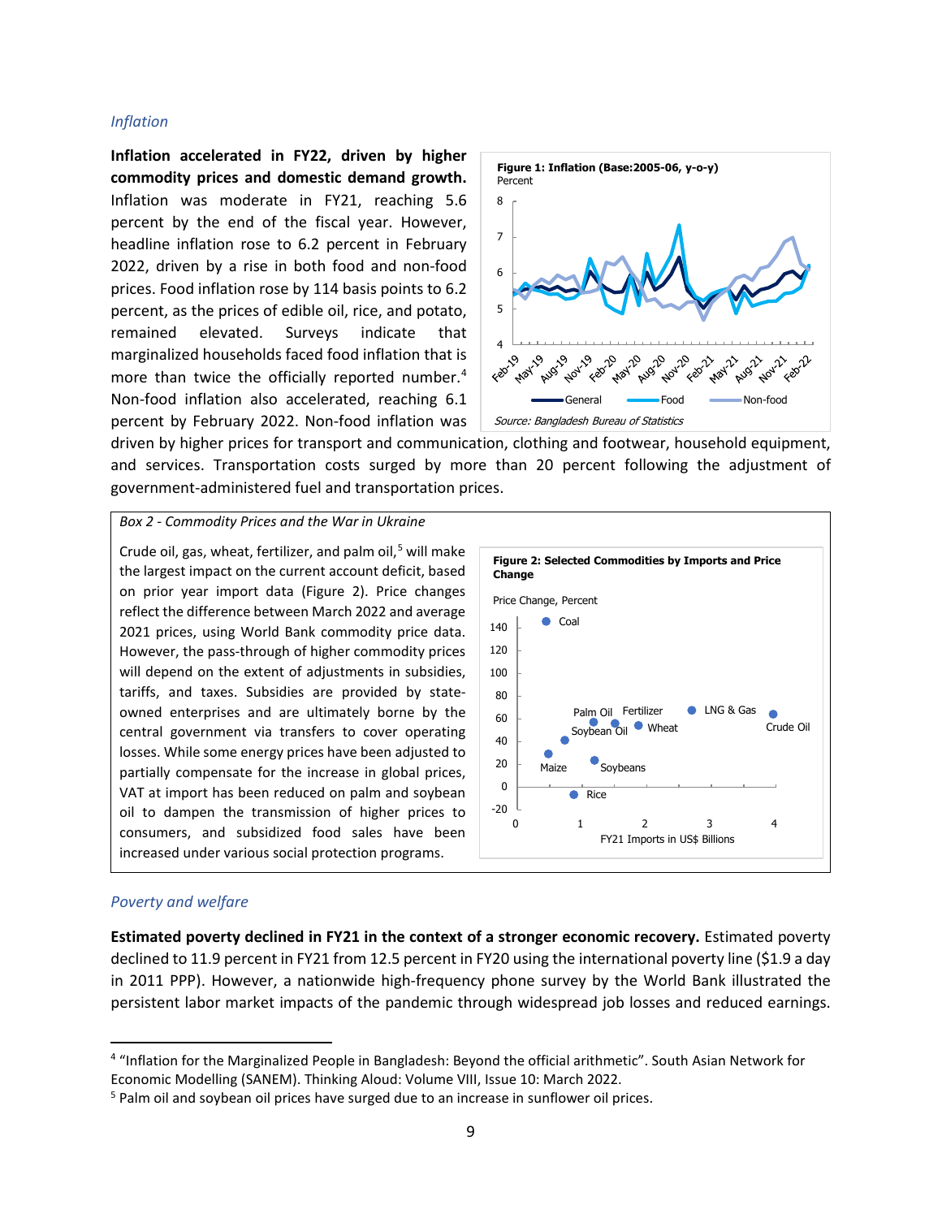*Inflation*

**Inflation accelerated in FY22, driven by higher commodity prices and domestic demand growth.** Inflation was moderate in FY21, reaching 5.6 percent by the end of the fiscal year. However, headline inflation rose to 6.2 percent in February 2022, driven by a rise in both food and non-food prices. Food inflation rose by 114 basis points to 6.2 percent, as the prices of edible oil, rice, and potato, remained elevated. Surveys indicate that marginalized households faced food inflation that is more than twice the officially reported number.[4] Non-food inflation also accelerated, reaching 6.1 percent by February 2022. Non-food inflation was driven by higher prices for transport and communication, clothing and footwear, household equipment, and services. Transportation costs surged by more than 20 percent following the adjustment of government-administered fuel and transportation prices.

**Figure 1: Inflation (Base:2005-06, y-o-y)**
Percent

*Source: Bangladesh Bureau of Statistics*

*Box 2 - Commodity Prices and the War in Ukraine*

Crude oil, gas, wheat, fertilizer, and palm oil,[5] will make the largest impact on the current account deficit, based on prior year import data (Figure 2). Price changes reflect the difference between March 2022 and average 2021 prices, using World Bank commodity price data. However, the pass-through of higher commodity prices will depend on the extent of adjustments in subsidies, tariffs, and taxes. Subsidies are provided by state-owned enterprises and are ultimately borne by the central government via transfers to cover operating losses. While some energy prices have been adjusted to partially compensate for the increase in global prices, VAT at import has been reduced on palm and soybean oil to dampen the transmission of higher prices to consumers, and subsidized food sales have been increased under various social protection programs.

**Figure 2: Selected Commodities by Imports and Price Change**

*Poverty and welfare*

**Estimated poverty declined in FY21 in the context of a stronger economic recovery.** Estimated poverty declined to 11.9 percent in FY21 from 12.5 percent in FY20 using the international poverty line ($1.9 a day in 2011 PPP). However, a nationwide high-frequency phone survey by the World Bank illustrated the persistent labor market impacts of the pandemic through widespread job losses and reduced earnings.

---

[4] "Inflation for the Marginalized People in Bangladesh: Beyond the official arithmetic". South Asian Network for Economic Modelling (SANEM). Thinking Aloud: Volume VIII, Issue 10: March 2022.

[5] Palm oil and soybean oil prices have surged due to an increase in sunflower oil prices.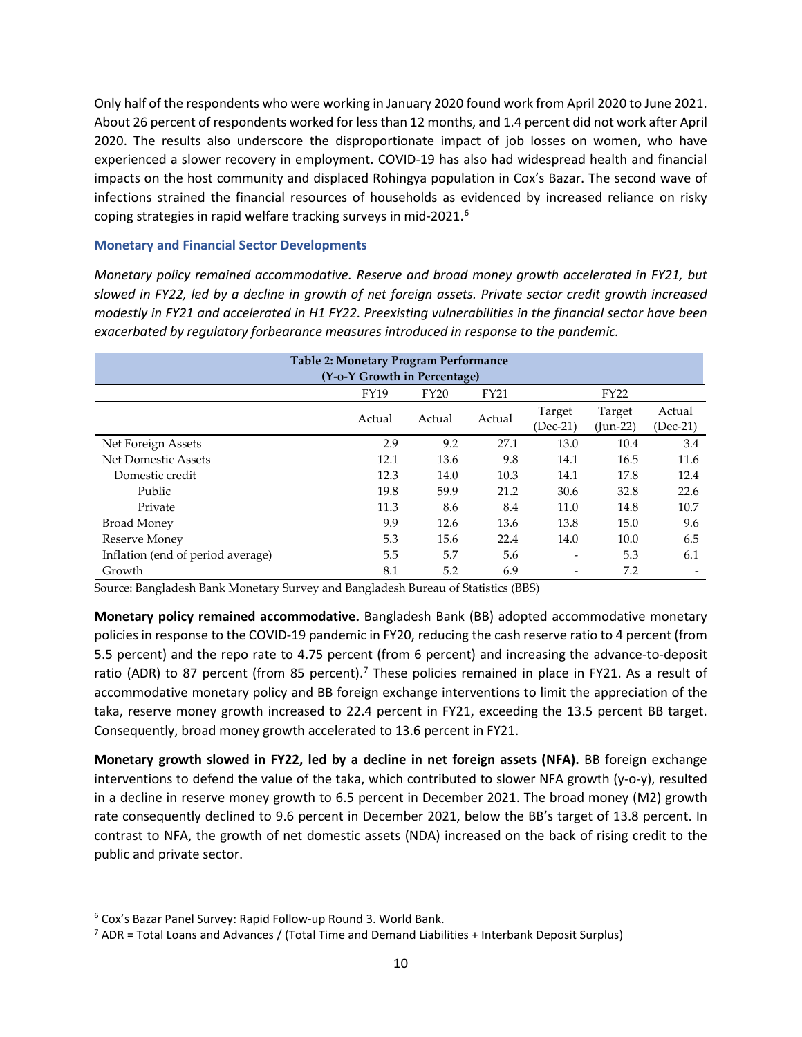Only half of the respondents who were working in January 2020 found work from April 2020 to June 2021. About 26 percent of respondents worked for less than 12 months, and 1.4 percent did not work after April 2020. The results also underscore the disproportionate impact of job losses on women, who have experienced a slower recovery in employment. COVID-19 has also had widespread health and financial impacts on the host community and displaced Rohingya population in Cox's Bazar. The second wave of infections strained the financial resources of households as evidenced by increased reliance on risky coping strategies in rapid welfare tracking surveys in mid-2021.[6]

### Monetary and Financial Sector Developments

*Monetary policy remained accommodative. Reserve and broad money growth accelerated in FY21, but slowed in FY22, led by a decline in growth of net foreign assets. Private sector credit growth increased modestly in FY21 and accelerated in H1 FY22. Preexisting vulnerabilities in the financial sector have been exacerbated by regulatory forbearance measures introduced in response to the pandemic.*

**Table 2: Monetary Program Performance (Y-o-Y Growth in Percentage)**

| | FY19 | FY20 | FY21 | FY22 | | |
|---|---|---|---|---|---|---|
| | Actual | Actual | Actual | Target (Dec-21) | Target (Jun-22) | Actual (Dec-21) |
| Net Foreign Assets | 2.9 | 9.2 | 27.1 | 13.0 | 10.4 | 3.4 |
| Net Domestic Assets | 12.1 | 13.6 | 9.8 | 14.1 | 16.5 | 11.6 |
| Domestic credit | 12.3 | 14.0 | 10.3 | 14.1 | 17.8 | 12.4 |
| Public | 19.8 | 59.9 | 21.2 | 30.6 | 32.8 | 22.6 |
| Private | 11.3 | 8.6 | 8.4 | 11.0 | 14.8 | 10.7 |
| Broad Money | 9.9 | 12.6 | 13.6 | 13.8 | 15.0 | 9.6 |
| Reserve Money | 5.3 | 15.6 | 22.4 | 14.0 | 10.0 | 6.5 |
| Inflation (end of period average) | 5.5 | 5.7 | 5.6 | - | 5.3 | 6.1 |
| Growth | 8.1 | 5.2 | 6.9 | - | 7.2 | - |

Source: Bangladesh Bank Monetary Survey and Bangladesh Bureau of Statistics (BBS)

**Monetary policy remained accommodative.** Bangladesh Bank (BB) adopted accommodative monetary policies in response to the COVID-19 pandemic in FY20, reducing the cash reserve ratio to 4 percent (from 5.5 percent) and the repo rate to 4.75 percent (from 6 percent) and increasing the advance-to-deposit ratio (ADR) to 87 percent (from 85 percent).[7] These policies remained in place in FY21. As a result of accommodative monetary policy and BB foreign exchange interventions to limit the appreciation of the taka, reserve money growth increased to 22.4 percent in FY21, exceeding the 13.5 percent BB target. Consequently, broad money growth accelerated to 13.6 percent in FY21.

**Monetary growth slowed in FY22, led by a decline in net foreign assets (NFA).** BB foreign exchange interventions to defend the value of the taka, which contributed to slower NFA growth (y-o-y), resulted in a decline in reserve money growth to 6.5 percent in December 2021. The broad money (M2) growth rate consequently declined to 9.6 percent in December 2021, below the BB's target of 13.8 percent. In contrast to NFA, the growth of net domestic assets (NDA) increased on the back of rising credit to the public and private sector.

---

[6] Cox's Bazar Panel Survey: Rapid Follow-up Round 3. World Bank.

[7] ADR = Total Loans and Advances / (Total Time and Demand Liabilities + Interbank Deposit Surplus)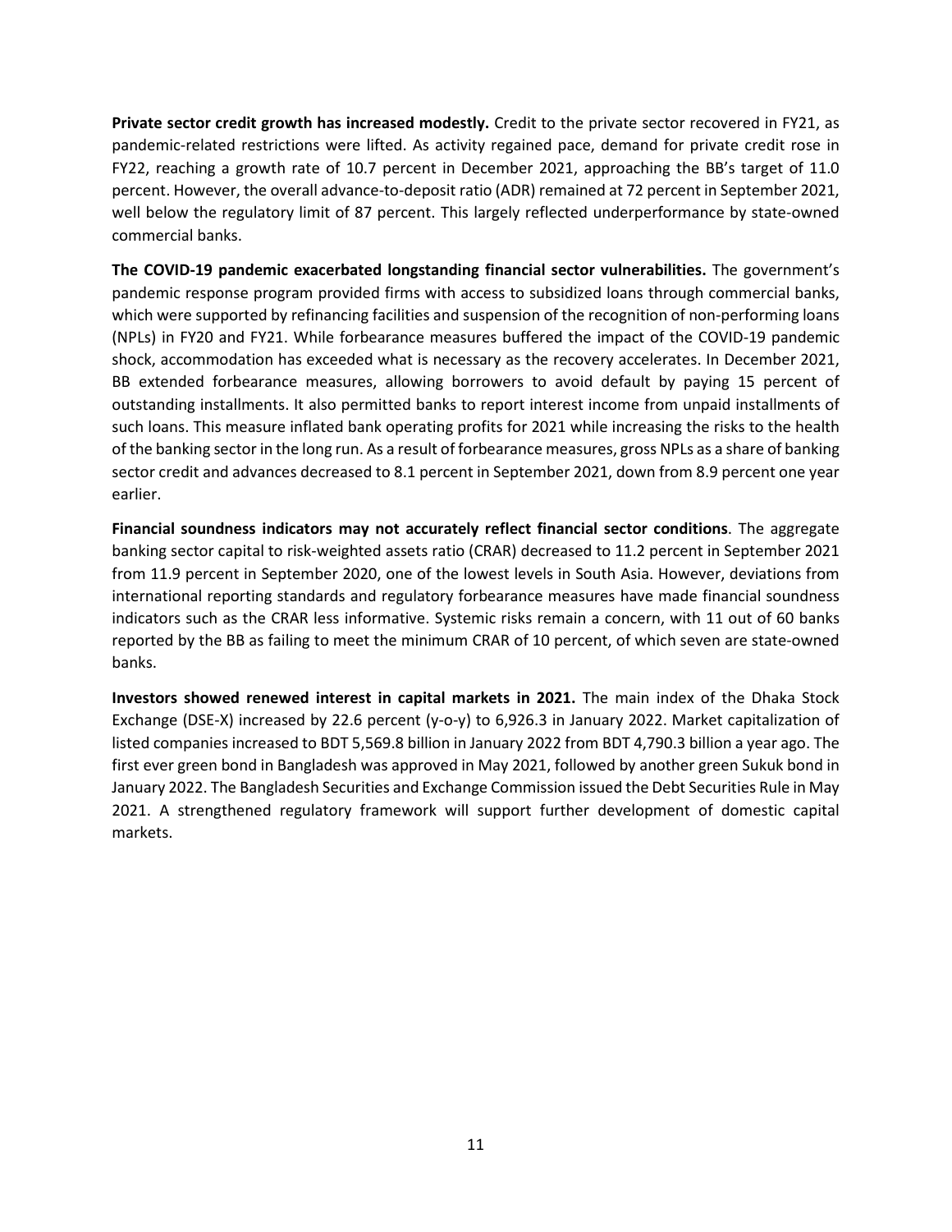**Private sector credit growth has increased modestly.** Credit to the private sector recovered in FY21, as pandemic-related restrictions were lifted. As activity regained pace, demand for private credit rose in FY22, reaching a growth rate of 10.7 percent in December 2021, approaching the BB's target of 11.0 percent. However, the overall advance-to-deposit ratio (ADR) remained at 72 percent in September 2021, well below the regulatory limit of 87 percent. This largely reflected underperformance by state-owned commercial banks.

**The COVID-19 pandemic exacerbated longstanding financial sector vulnerabilities.** The government's pandemic response program provided firms with access to subsidized loans through commercial banks, which were supported by refinancing facilities and suspension of the recognition of non-performing loans (NPLs) in FY20 and FY21. While forbearance measures buffered the impact of the COVID-19 pandemic shock, accommodation has exceeded what is necessary as the recovery accelerates. In December 2021, BB extended forbearance measures, allowing borrowers to avoid default by paying 15 percent of outstanding installments. It also permitted banks to report interest income from unpaid installments of such loans. This measure inflated bank operating profits for 2021 while increasing the risks to the health of the banking sector in the long run. As a result of forbearance measures, gross NPLs as a share of banking sector credit and advances decreased to 8.1 percent in September 2021, down from 8.9 percent one year earlier.

**Financial soundness indicators may not accurately reflect financial sector conditions**. The aggregate banking sector capital to risk-weighted assets ratio (CRAR) decreased to 11.2 percent in September 2021 from 11.9 percent in September 2020, one of the lowest levels in South Asia. However, deviations from international reporting standards and regulatory forbearance measures have made financial soundness indicators such as the CRAR less informative. Systemic risks remain a concern, with 11 out of 60 banks reported by the BB as failing to meet the minimum CRAR of 10 percent, of which seven are state-owned banks.

**Investors showed renewed interest in capital markets in 2021.** The main index of the Dhaka Stock Exchange (DSE-X) increased by 22.6 percent (y-o-y) to 6,926.3 in January 2022. Market capitalization of listed companies increased to BDT 5,569.8 billion in January 2022 from BDT 4,790.3 billion a year ago. The first ever green bond in Bangladesh was approved in May 2021, followed by another green Sukuk bond in January 2022. The Bangladesh Securities and Exchange Commission issued the Debt Securities Rule in May 2021. A strengthened regulatory framework will support further development of domestic capital markets.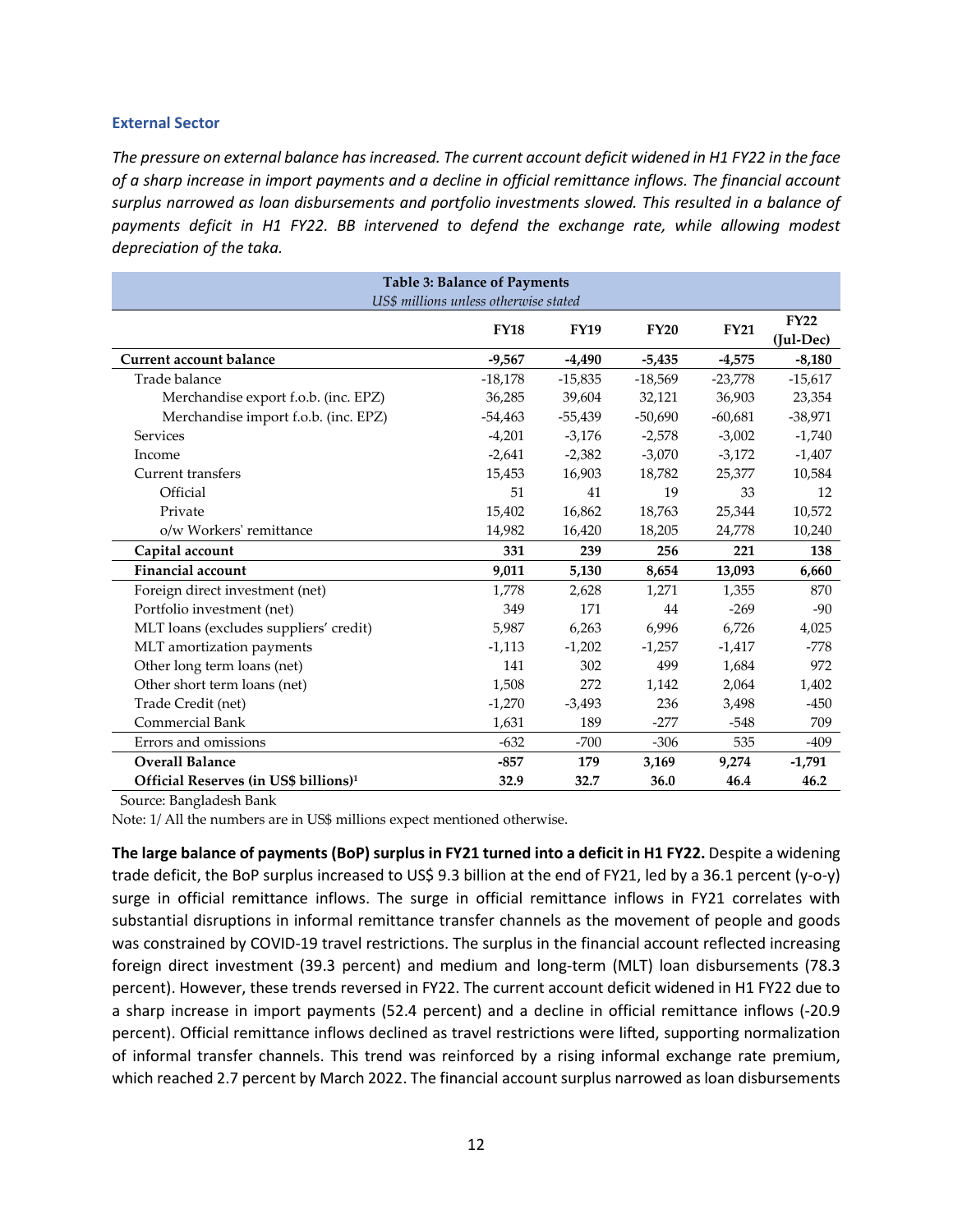### External Sector

*The pressure on external balance has increased. The current account deficit widened in H1 FY22 in the face of a sharp increase in import payments and a decline in official remittance inflows. The financial account surplus narrowed as loan disbursements and portfolio investments slowed. This resulted in a balance of payments deficit in H1 FY22. BB intervened to defend the exchange rate, while allowing modest depreciation of the taka.*

**Table 3: Balance of Payments**
*US$ millions unless otherwise stated*

| | FY18 | FY19 | FY20 | FY21 | FY22 (Jul-Dec) |
|---|---|---|---|---|---|
| **Current account balance** | **-9,567** | **-4,490** | **-5,435** | **-4,575** | **-8,180** |
| Trade balance | -18,178 | -15,835 | -18,569 | -23,778 | -15,617 |
| Merchandise export f.o.b. (inc. EPZ) | 36,285 | 39,604 | 32,121 | 36,903 | 23,354 |
| Merchandise import f.o.b. (inc. EPZ) | -54,463 | -55,439 | -50,690 | -60,681 | -38,971 |
| Services | -4,201 | -3,176 | -2,578 | -3,002 | -1,740 |
| Income | -2,641 | -2,382 | -3,070 | -3,172 | -1,407 |
| Current transfers | 15,453 | 16,903 | 18,782 | 25,377 | 10,584 |
| Official | 51 | 41 | 19 | 33 | 12 |
| Private | 15,402 | 16,862 | 18,763 | 25,344 | 10,572 |
| o/w Workers' remittance | 14,982 | 16,420 | 18,205 | 24,778 | 10,240 |
| **Capital account** | **331** | **239** | **256** | **221** | **138** |
| **Financial account** | **9,011** | **5,130** | **8,654** | **13,093** | **6,660** |
| Foreign direct investment (net) | 1,778 | 2,628 | 1,271 | 1,355 | 870 |
| Portfolio investment (net) | 349 | 171 | 44 | -269 | -90 |
| MLT loans (excludes suppliers' credit) | 5,987 | 6,263 | 6,996 | 6,726 | 4,025 |
| MLT amortization payments | -1,113 | -1,202 | -1,257 | -1,417 | -778 |
| Other long term loans (net) | 141 | 302 | 499 | 1,684 | 972 |
| Other short term loans (net) | 1,508 | 272 | 1,142 | 2,064 | 1,402 |
| Trade Credit (net) | -1,270 | -3,493 | 236 | 3,498 | -450 |
| Commercial Bank | 1,631 | 189 | -277 | -548 | 709 |
| Errors and omissions | -632 | -700 | -306 | 535 | -409 |
| **Overall Balance** | **-857** | **179** | **3,169** | **9,274** | **-1,791** |
| **Official Reserves (in US$ billions)[1]** | **32.9** | **32.7** | **36.0** | **46.4** | **46.2** |

Source: Bangladesh Bank

Note: 1/ All the numbers are in US$ millions expect mentioned otherwise.

**The large balance of payments (BoP) surplus in FY21 turned into a deficit in H1 FY22.** Despite a widening trade deficit, the BoP surplus increased to US$ 9.3 billion at the end of FY21, led by a 36.1 percent (y-o-y) surge in official remittance inflows. The surge in official remittance inflows in FY21 correlates with substantial disruptions in informal remittance transfer channels as the movement of people and goods was constrained by COVID-19 travel restrictions. The surplus in the financial account reflected increasing foreign direct investment (39.3 percent) and medium and long-term (MLT) loan disbursements (78.3 percent). However, these trends reversed in FY22. The current account deficit widened in H1 FY22 due to a sharp increase in import payments (52.4 percent) and a decline in official remittance inflows (-20.9 percent). Official remittance inflows declined as travel restrictions were lifted, supporting normalization of informal transfer channels. This trend was reinforced by a rising informal exchange rate premium, which reached 2.7 percent by March 2022. The financial account surplus narrowed as loan disbursements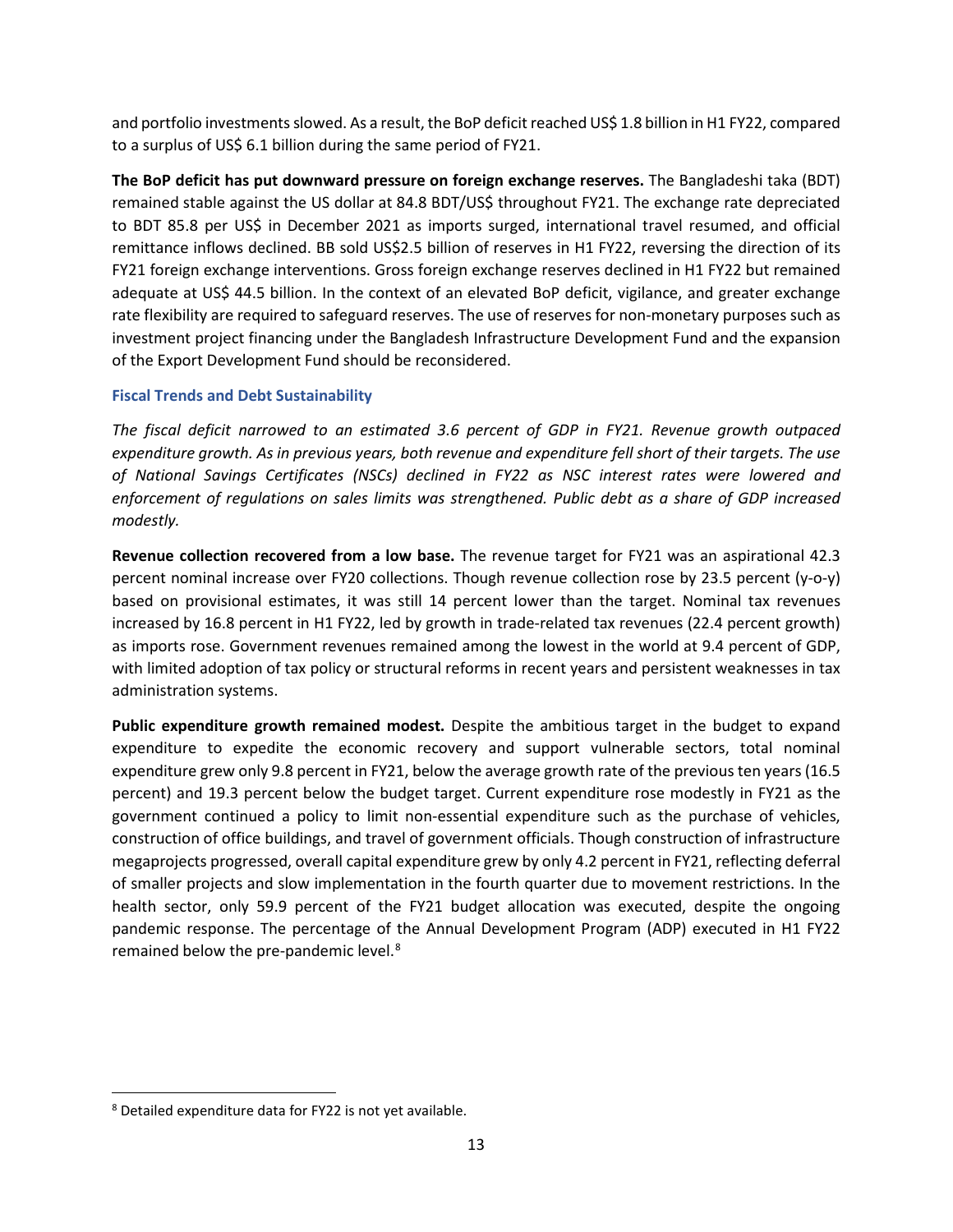and portfolio investments slowed. As a result, the BoP deficit reached US$ 1.8 billion in H1 FY22, compared to a surplus of US$ 6.1 billion during the same period of FY21.

**The BoP deficit has put downward pressure on foreign exchange reserves.** The Bangladeshi taka (BDT) remained stable against the US dollar at 84.8 BDT/US$ throughout FY21. The exchange rate depreciated to BDT 85.8 per US$ in December 2021 as imports surged, international travel resumed, and official remittance inflows declined. BB sold US$2.5 billion of reserves in H1 FY22, reversing the direction of its FY21 foreign exchange interventions. Gross foreign exchange reserves declined in H1 FY22 but remained adequate at US$ 44.5 billion. In the context of an elevated BoP deficit, vigilance, and greater exchange rate flexibility are required to safeguard reserves. The use of reserves for non-monetary purposes such as investment project financing under the Bangladesh Infrastructure Development Fund and the expansion of the Export Development Fund should be reconsidered.

### Fiscal Trends and Debt Sustainability

*The fiscal deficit narrowed to an estimated 3.6 percent of GDP in FY21. Revenue growth outpaced expenditure growth. As in previous years, both revenue and expenditure fell short of their targets. The use of National Savings Certificates (NSCs) declined in FY22 as NSC interest rates were lowered and enforcement of regulations on sales limits was strengthened. Public debt as a share of GDP increased modestly.*

**Revenue collection recovered from a low base.** The revenue target for FY21 was an aspirational 42.3 percent nominal increase over FY20 collections. Though revenue collection rose by 23.5 percent (y-o-y) based on provisional estimates, it was still 14 percent lower than the target. Nominal tax revenues increased by 16.8 percent in H1 FY22, led by growth in trade-related tax revenues (22.4 percent growth) as imports rose. Government revenues remained among the lowest in the world at 9.4 percent of GDP, with limited adoption of tax policy or structural reforms in recent years and persistent weaknesses in tax administration systems.

**Public expenditure growth remained modest.** Despite the ambitious target in the budget to expand expenditure to expedite the economic recovery and support vulnerable sectors, total nominal expenditure grew only 9.8 percent in FY21, below the average growth rate of the previous ten years (16.5 percent) and 19.3 percent below the budget target. Current expenditure rose modestly in FY21 as the government continued a policy to limit non-essential expenditure such as the purchase of vehicles, construction of office buildings, and travel of government officials. Though construction of infrastructure megaprojects progressed, overall capital expenditure grew by only 4.2 percent in FY21, reflecting deferral of smaller projects and slow implementation in the fourth quarter due to movement restrictions. In the health sector, only 59.9 percent of the FY21 budget allocation was executed, despite the ongoing pandemic response. The percentage of the Annual Development Program (ADP) executed in H1 FY22 remained below the pre-pandemic level.[8]

[8] Detailed expenditure data for FY22 is not yet available.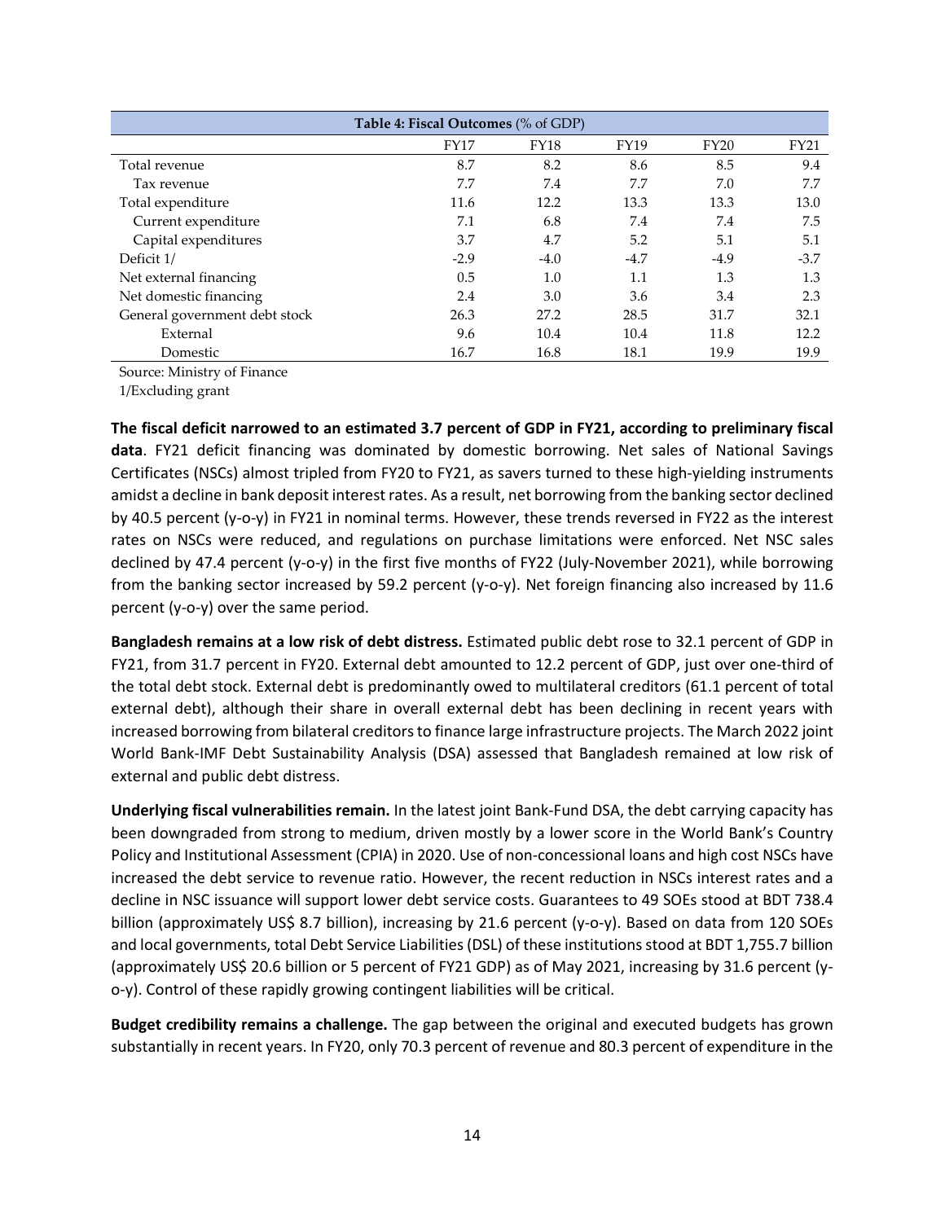| Table 4: Fiscal Outcomes (% of GDP) | | | | | |
|---|---|---|---|---|---|
| | FY17 | FY18 | FY19 | FY20 | FY21 |
| Total revenue | 8.7 | 8.2 | 8.6 | 8.5 | 9.4 |
| Tax revenue | 7.7 | 7.4 | 7.7 | 7.0 | 7.7 |
| Total expenditure | 11.6 | 12.2 | 13.3 | 13.3 | 13.0 |
| Current expenditure | 7.1 | 6.8 | 7.4 | 7.4 | 7.5 |
| Capital expenditures | 3.7 | 4.7 | 5.2 | 5.1 | 5.1 |
| Deficit 1/ | -2.9 | -4.0 | -4.7 | -4.9 | -3.7 |
| Net external financing | 0.5 | 1.0 | 1.1 | 1.3 | 1.3 |
| Net domestic financing | 2.4 | 3.0 | 3.6 | 3.4 | 2.3 |
| General government debt stock | 26.3 | 27.2 | 28.5 | 31.7 | 32.1 |
| External | 9.6 | 10.4 | 10.4 | 11.8 | 12.2 |
| Domestic | 16.7 | 16.8 | 18.1 | 19.9 | 19.9 |

Source: Ministry of Finance

1/Excluding grant

**The fiscal deficit narrowed to an estimated 3.7 percent of GDP in FY21, according to preliminary fiscal data**. FY21 deficit financing was dominated by domestic borrowing. Net sales of National Savings Certificates (NSCs) almost tripled from FY20 to FY21, as savers turned to these high-yielding instruments amidst a decline in bank deposit interest rates. As a result, net borrowing from the banking sector declined by 40.5 percent (y-o-y) in FY21 in nominal terms. However, these trends reversed in FY22 as the interest rates on NSCs were reduced, and regulations on purchase limitations were enforced. Net NSC sales declined by 47.4 percent (y-o-y) in the first five months of FY22 (July-November 2021), while borrowing from the banking sector increased by 59.2 percent (y-o-y). Net foreign financing also increased by 11.6 percent (y-o-y) over the same period.

**Bangladesh remains at a low risk of debt distress.** Estimated public debt rose to 32.1 percent of GDP in FY21, from 31.7 percent in FY20. External debt amounted to 12.2 percent of GDP, just over one-third of the total debt stock. External debt is predominantly owed to multilateral creditors (61.1 percent of total external debt), although their share in overall external debt has been declining in recent years with increased borrowing from bilateral creditors to finance large infrastructure projects. The March 2022 joint World Bank-IMF Debt Sustainability Analysis (DSA) assessed that Bangladesh remained at low risk of external and public debt distress.

**Underlying fiscal vulnerabilities remain.** In the latest joint Bank-Fund DSA, the debt carrying capacity has been downgraded from strong to medium, driven mostly by a lower score in the World Bank's Country Policy and Institutional Assessment (CPIA) in 2020. Use of non-concessional loans and high cost NSCs have increased the debt service to revenue ratio. However, the recent reduction in NSCs interest rates and a decline in NSC issuance will support lower debt service costs. Guarantees to 49 SOEs stood at BDT 738.4 billion (approximately US$ 8.7 billion), increasing by 21.6 percent (y-o-y). Based on data from 120 SOEs and local governments, total Debt Service Liabilities (DSL) of these institutions stood at BDT 1,755.7 billion (approximately US$ 20.6 billion or 5 percent of FY21 GDP) as of May 2021, increasing by 31.6 percent (y-o-y). Control of these rapidly growing contingent liabilities will be critical.

**Budget credibility remains a challenge.** The gap between the original and executed budgets has grown substantially in recent years. In FY20, only 70.3 percent of revenue and 80.3 percent of expenditure in the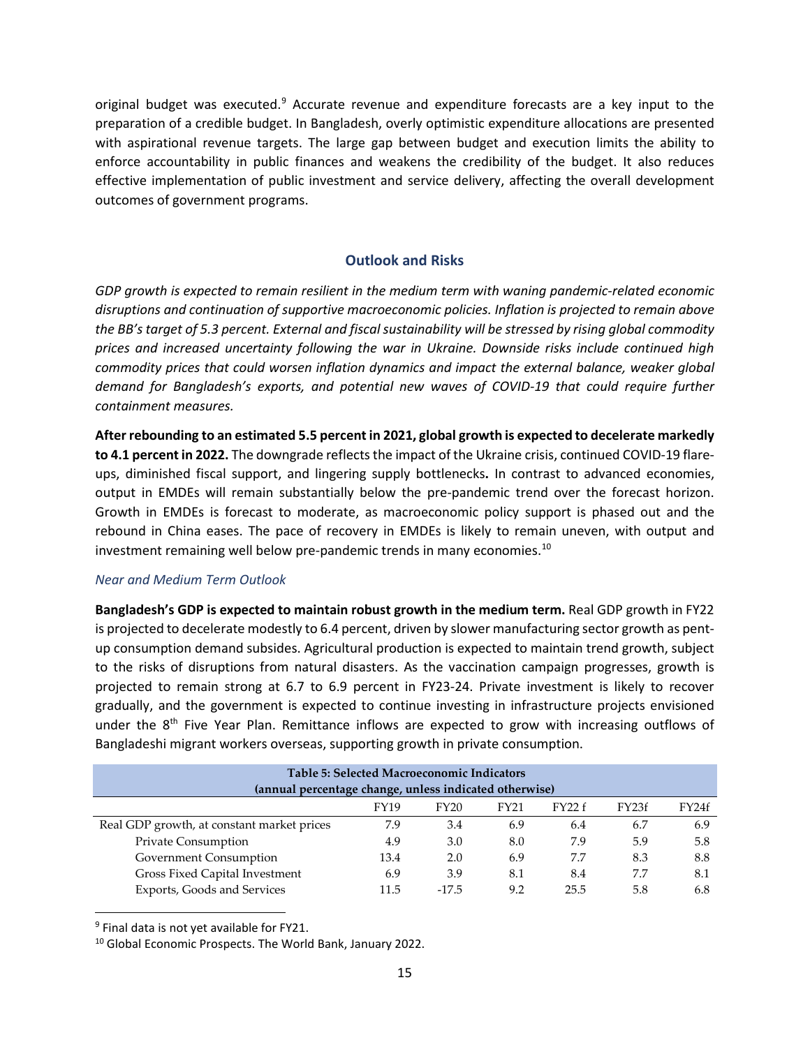original budget was executed.[9] Accurate revenue and expenditure forecasts are a key input to the preparation of a credible budget. In Bangladesh, overly optimistic expenditure allocations are presented with aspirational revenue targets. The large gap between budget and execution limits the ability to enforce accountability in public finances and weakens the credibility of the budget. It also reduces effective implementation of public investment and service delivery, affecting the overall development outcomes of government programs.

## Outlook and Risks

*GDP growth is expected to remain resilient in the medium term with waning pandemic-related economic disruptions and continuation of supportive macroeconomic policies. Inflation is projected to remain above the BB's target of 5.3 percent. External and fiscal sustainability will be stressed by rising global commodity prices and increased uncertainty following the war in Ukraine. Downside risks include continued high commodity prices that could worsen inflation dynamics and impact the external balance, weaker global demand for Bangladesh's exports, and potential new waves of COVID-19 that could require further containment measures.*

**After rebounding to an estimated 5.5 percent in 2021, global growth is expected to decelerate markedly to 4.1 percent in 2022.** The downgrade reflects the impact of the Ukraine crisis, continued COVID-19 flare-ups, diminished fiscal support, and lingering supply bottlenecks**.** In contrast to advanced economies, output in EMDEs will remain substantially below the pre-pandemic trend over the forecast horizon. Growth in EMDEs is forecast to moderate, as macroeconomic policy support is phased out and the rebound in China eases. The pace of recovery in EMDEs is likely to remain uneven, with output and investment remaining well below pre-pandemic trends in many economies.[10]

### *Near and Medium Term Outlook*

**Bangladesh's GDP is expected to maintain robust growth in the medium term.** Real GDP growth in FY22 is projected to decelerate modestly to 6.4 percent, driven by slower manufacturing sector growth as pent-up consumption demand subsides. Agricultural production is expected to maintain trend growth, subject to the risks of disruptions from natural disasters. As the vaccination campaign progresses, growth is projected to remain strong at 6.7 to 6.9 percent in FY23-24. Private investment is likely to recover gradually, and the government is expected to continue investing in infrastructure projects envisioned under the 8th Five Year Plan. Remittance inflows are expected to grow with increasing outflows of Bangladeshi migrant workers overseas, supporting growth in private consumption.

**Table 5: Selected Macroeconomic Indicators (annual percentage change, unless indicated otherwise)**

| | FY19 | FY20 | FY21 | FY22 f | FY23f | FY24f |
|---|---|---|---|---|---|---|
| Real GDP growth, at constant market prices | 7.9 | 3.4 | 6.9 | 6.4 | 6.7 | 6.9 |
| Private Consumption | 4.9 | 3.0 | 8.0 | 7.9 | 5.9 | 5.8 |
| Government Consumption | 13.4 | 2.0 | 6.9 | 7.7 | 8.3 | 8.8 |
| Gross Fixed Capital Investment | 6.9 | 3.9 | 8.1 | 8.4 | 7.7 | 8.1 |
| Exports, Goods and Services | 11.5 | -17.5 | 9.2 | 25.5 | 5.8 | 6.8 |

[9] Final data is not yet available for FY21.

[10] Global Economic Prospects. The World Bank, January 2022.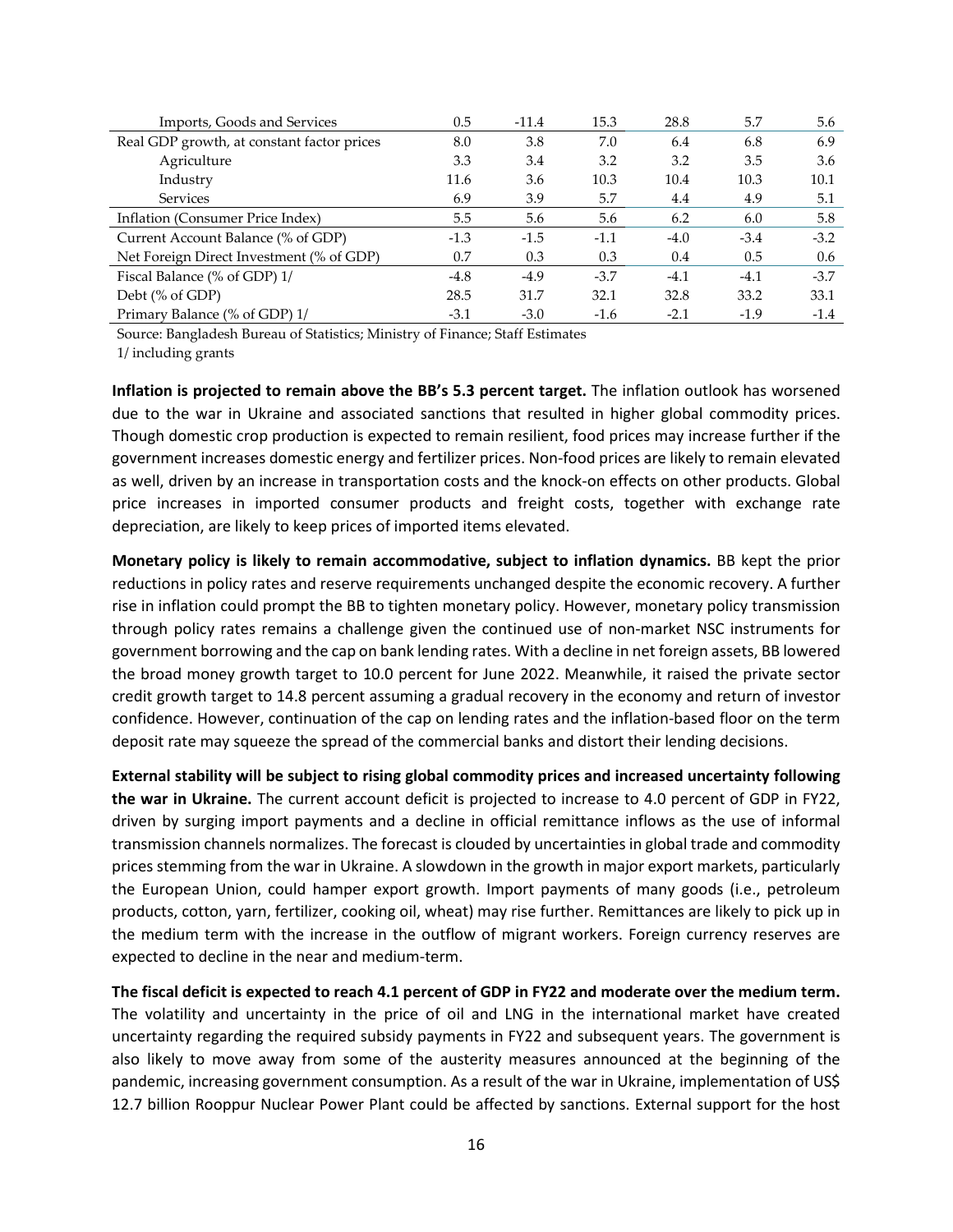| | | | | | | |
|---|---|---|---|---|---|---|
| Imports, Goods and Services | 0.5 | -11.4 | 15.3 | 28.8 | 5.7 | 5.6 |
| Real GDP growth, at constant factor prices | 8.0 | 3.8 | 7.0 | 6.4 | 6.8 | 6.9 |
| Agriculture | 3.3 | 3.4 | 3.2 | 3.2 | 3.5 | 3.6 |
| Industry | 11.6 | 3.6 | 10.3 | 10.4 | 10.3 | 10.1 |
| Services | 6.9 | 3.9 | 5.7 | 4.4 | 4.9 | 5.1 |
| Inflation (Consumer Price Index) | 5.5 | 5.6 | 5.6 | 6.2 | 6.0 | 5.8 |
| Current Account Balance (% of GDP) | -1.3 | -1.5 | -1.1 | -4.0 | -3.4 | -3.2 |
| Net Foreign Direct Investment (% of GDP) | 0.7 | 0.3 | 0.3 | 0.4 | 0.5 | 0.6 |
| Fiscal Balance (% of GDP) 1/ | -4.8 | -4.9 | -3.7 | -4.1 | -4.1 | -3.7 |
| Debt (% of GDP) | 28.5 | 31.7 | 32.1 | 32.8 | 33.2 | 33.1 |
| Primary Balance (% of GDP) 1/ | -3.1 | -3.0 | -1.6 | -2.1 | -1.9 | -1.4 |

Source: Bangladesh Bureau of Statistics; Ministry of Finance; Staff Estimates

1/ including grants

**Inflation is projected to remain above the BB's 5.3 percent target.** The inflation outlook has worsened due to the war in Ukraine and associated sanctions that resulted in higher global commodity prices. Though domestic crop production is expected to remain resilient, food prices may increase further if the government increases domestic energy and fertilizer prices. Non-food prices are likely to remain elevated as well, driven by an increase in transportation costs and the knock-on effects on other products. Global price increases in imported consumer products and freight costs, together with exchange rate depreciation, are likely to keep prices of imported items elevated.

**Monetary policy is likely to remain accommodative, subject to inflation dynamics.** BB kept the prior reductions in policy rates and reserve requirements unchanged despite the economic recovery. A further rise in inflation could prompt the BB to tighten monetary policy. However, monetary policy transmission through policy rates remains a challenge given the continued use of non-market NSC instruments for government borrowing and the cap on bank lending rates. With a decline in net foreign assets, BB lowered the broad money growth target to 10.0 percent for June 2022. Meanwhile, it raised the private sector credit growth target to 14.8 percent assuming a gradual recovery in the economy and return of investor confidence. However, continuation of the cap on lending rates and the inflation-based floor on the term deposit rate may squeeze the spread of the commercial banks and distort their lending decisions.

**External stability will be subject to rising global commodity prices and increased uncertainty following the war in Ukraine.** The current account deficit is projected to increase to 4.0 percent of GDP in FY22, driven by surging import payments and a decline in official remittance inflows as the use of informal transmission channels normalizes. The forecast is clouded by uncertainties in global trade and commodity prices stemming from the war in Ukraine. A slowdown in the growth in major export markets, particularly the European Union, could hamper export growth. Import payments of many goods (i.e., petroleum products, cotton, yarn, fertilizer, cooking oil, wheat) may rise further. Remittances are likely to pick up in the medium term with the increase in the outflow of migrant workers. Foreign currency reserves are expected to decline in the near and medium-term.

**The fiscal deficit is expected to reach 4.1 percent of GDP in FY22 and moderate over the medium term.** The volatility and uncertainty in the price of oil and LNG in the international market have created uncertainty regarding the required subsidy payments in FY22 and subsequent years. The government is also likely to move away from some of the austerity measures announced at the beginning of the pandemic, increasing government consumption. As a result of the war in Ukraine, implementation of US$ 12.7 billion Rooppur Nuclear Power Plant could be affected by sanctions. External support for the host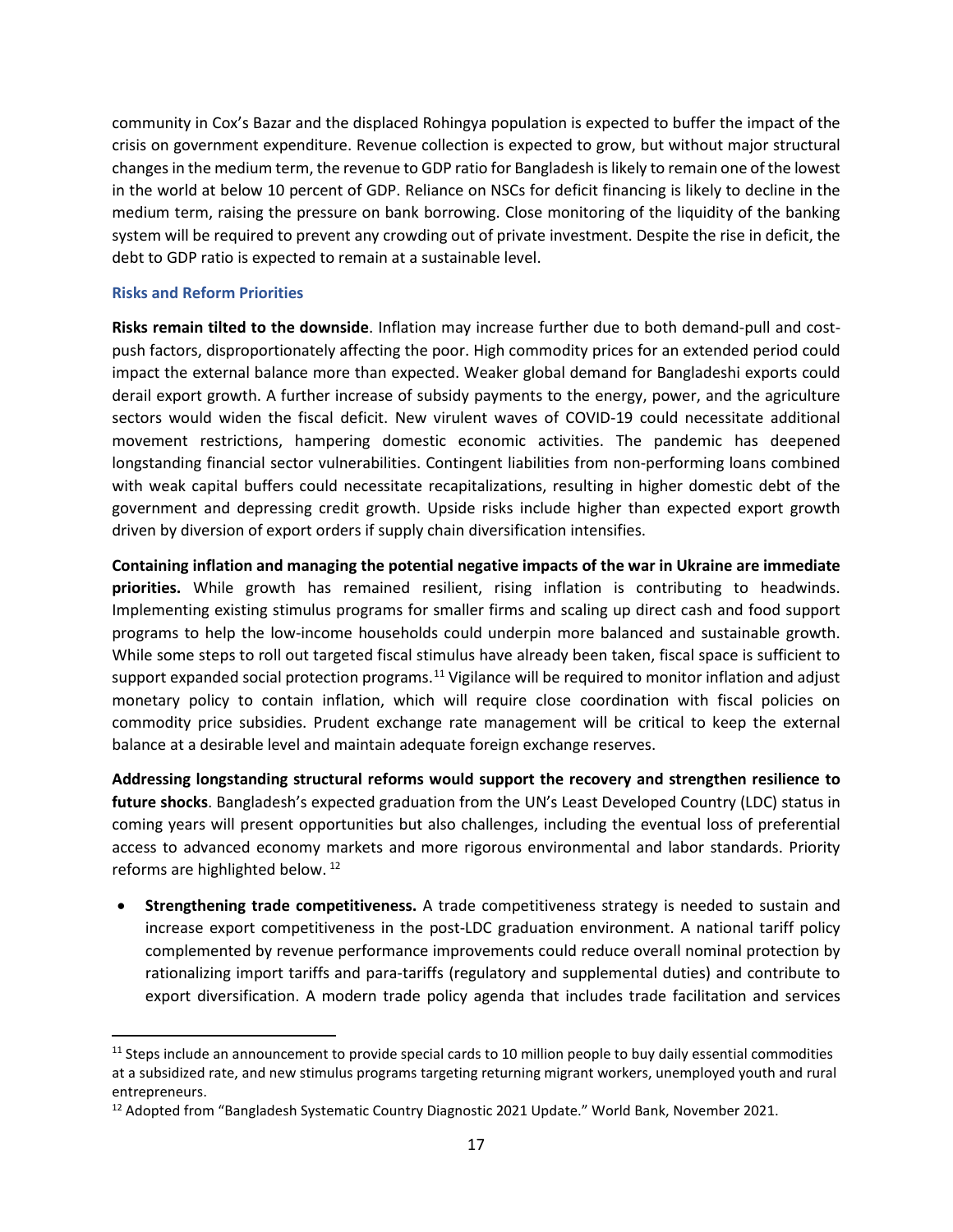community in Cox's Bazar and the displaced Rohingya population is expected to buffer the impact of the crisis on government expenditure. Revenue collection is expected to grow, but without major structural changes in the medium term, the revenue to GDP ratio for Bangladesh is likely to remain one of the lowest in the world at below 10 percent of GDP. Reliance on NSCs for deficit financing is likely to decline in the medium term, raising the pressure on bank borrowing. Close monitoring of the liquidity of the banking system will be required to prevent any crowding out of private investment. Despite the rise in deficit, the debt to GDP ratio is expected to remain at a sustainable level.

### Risks and Reform Priorities

**Risks remain tilted to the downside**. Inflation may increase further due to both demand-pull and cost-push factors, disproportionately affecting the poor. High commodity prices for an extended period could impact the external balance more than expected. Weaker global demand for Bangladeshi exports could derail export growth. A further increase of subsidy payments to the energy, power, and the agriculture sectors would widen the fiscal deficit. New virulent waves of COVID-19 could necessitate additional movement restrictions, hampering domestic economic activities. The pandemic has deepened longstanding financial sector vulnerabilities. Contingent liabilities from non-performing loans combined with weak capital buffers could necessitate recapitalizations, resulting in higher domestic debt of the government and depressing credit growth. Upside risks include higher than expected export growth driven by diversion of export orders if supply chain diversification intensifies.

**Containing inflation and managing the potential negative impacts of the war in Ukraine are immediate priorities.** While growth has remained resilient, rising inflation is contributing to headwinds. Implementing existing stimulus programs for smaller firms and scaling up direct cash and food support programs to help the low-income households could underpin more balanced and sustainable growth. While some steps to roll out targeted fiscal stimulus have already been taken, fiscal space is sufficient to support expanded social protection programs.[11] Vigilance will be required to monitor inflation and adjust monetary policy to contain inflation, which will require close coordination with fiscal policies on commodity price subsidies. Prudent exchange rate management will be critical to keep the external balance at a desirable level and maintain adequate foreign exchange reserves.

**Addressing longstanding structural reforms would support the recovery and strengthen resilience to future shocks**. Bangladesh's expected graduation from the UN's Least Developed Country (LDC) status in coming years will present opportunities but also challenges, including the eventual loss of preferential access to advanced economy markets and more rigorous environmental and labor standards. Priority reforms are highlighted below.[12]

- **Strengthening trade competitiveness.** A trade competitiveness strategy is needed to sustain and increase export competitiveness in the post-LDC graduation environment. A national tariff policy complemented by revenue performance improvements could reduce overall nominal protection by rationalizing import tariffs and para-tariffs (regulatory and supplemental duties) and contribute to export diversification. A modern trade policy agenda that includes trade facilitation and services

---

[11] Steps include an announcement to provide special cards to 10 million people to buy daily essential commodities at a subsidized rate, and new stimulus programs targeting returning migrant workers, unemployed youth and rural entrepreneurs.

[12] Adopted from "Bangladesh Systematic Country Diagnostic 2021 Update." World Bank, November 2021.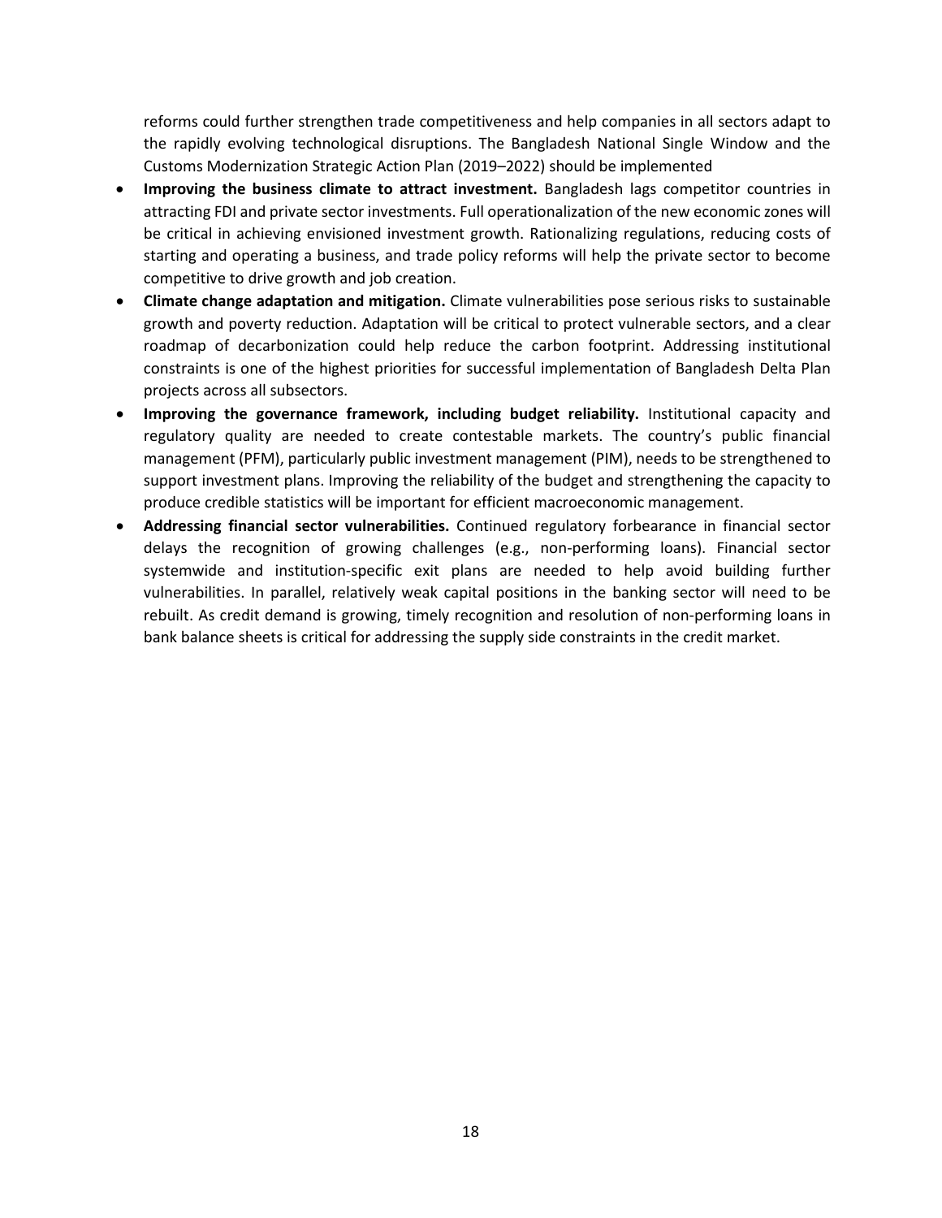reforms could further strengthen trade competitiveness and help companies in all sectors adapt to the rapidly evolving technological disruptions. The Bangladesh National Single Window and the Customs Modernization Strategic Action Plan (2019–2022) should be implemented

- **Improving the business climate to attract investment.** Bangladesh lags competitor countries in attracting FDI and private sector investments. Full operationalization of the new economic zones will be critical in achieving envisioned investment growth. Rationalizing regulations, reducing costs of starting and operating a business, and trade policy reforms will help the private sector to become competitive to drive growth and job creation.
- **Climate change adaptation and mitigation.** Climate vulnerabilities pose serious risks to sustainable growth and poverty reduction. Adaptation will be critical to protect vulnerable sectors, and a clear roadmap of decarbonization could help reduce the carbon footprint. Addressing institutional constraints is one of the highest priorities for successful implementation of Bangladesh Delta Plan projects across all subsectors.
- **Improving the governance framework, including budget reliability.** Institutional capacity and regulatory quality are needed to create contestable markets. The country's public financial management (PFM), particularly public investment management (PIM), needs to be strengthened to support investment plans. Improving the reliability of the budget and strengthening the capacity to produce credible statistics will be important for efficient macroeconomic management.
- **Addressing financial sector vulnerabilities.** Continued regulatory forbearance in financial sector delays the recognition of growing challenges (e.g., non-performing loans). Financial sector systemwide and institution-specific exit plans are needed to help avoid building further vulnerabilities. In parallel, relatively weak capital positions in the banking sector will need to be rebuilt. As credit demand is growing, timely recognition and resolution of non-performing loans in bank balance sheets is critical for addressing the supply side constraints in the credit market.